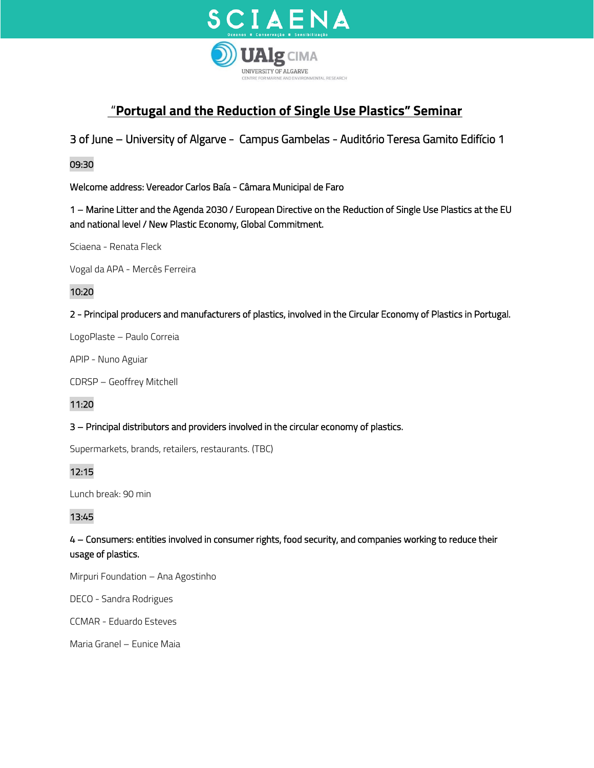# "Portugal and the Reduction of Single Use Plastics" Seminar

3 of June – University of Algarve - Campus Gambelas - Auditório Teresa Gamito Edifício 1

09:30

Welcome address: Vereador Carlos Baía - Câmara Municipal de Faro

1 – Marine Litter and the Agenda 2030 / European Directive on the Reduction of Single Use Plastics at the EU and national level / New Plastic Economy, Global Commitment.

Sciaena - Renata Fleck

Vogal da APA - Mercês Ferreira

10:20

2 - Principal producers and manufacturers of plastics, involved in the Circular Economy of Plastics in Portugal.

LogoPlaste – Paulo Correia

APIP - Nuno Aguiar

CDRSP – Geoffrey Mitchell

11:20

3 – Principal distributors and providers involved in the circular economy of plastics.

Supermarkets, brands, retailers, restaurants. (TBC)

12:15

Lunch break: 90 min

13:45

4 – Consumers: entities involved in consumer rights, food security, and companies working to reduce their usage of plastics.

Mirpuri Foundation – Ana Agostinho

DECO - Sandra Rodrigues

CCMAR - Eduardo Esteves

Maria Granel – Eunice Maia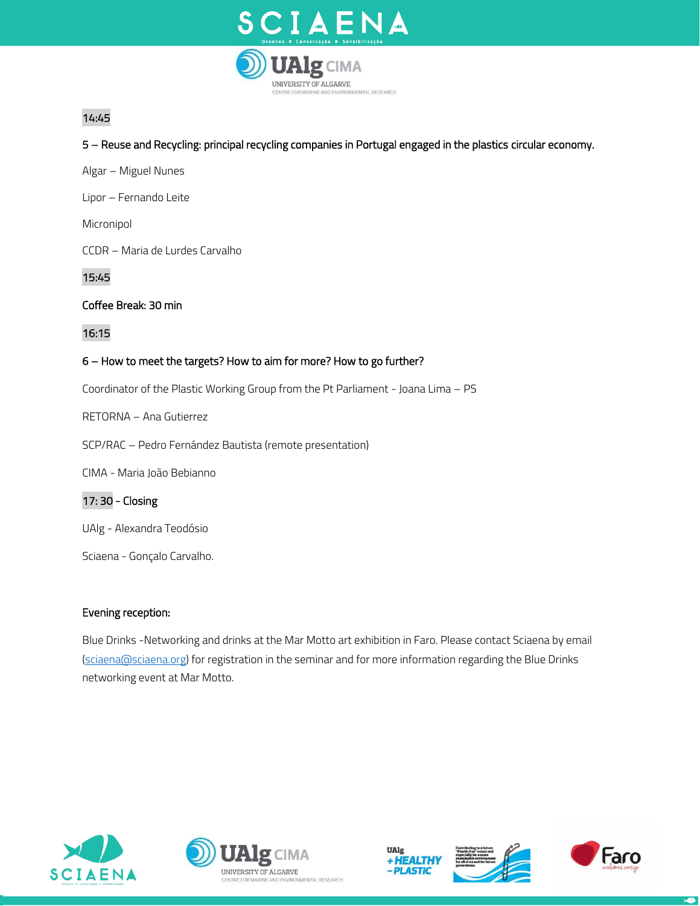14:45

**5 – Reuse and Recycling: principal recycling companies in Portugal engaged in the plastics circular economy.**

Algar – Miguel Nunes

Lipor – Fernando Leite

Micronipol

CCDR – Maria de Lurdes Carvalho

15:45

**Coffee Break: 30 min**

16:15

**6 – How to meet the targets? How to aim for more? How to go further?**

Coordinator of the Plastic Working Group from the Pt Parliament - Joana Lima – PS

RETORNA – Ana Gutierrez

SCP/RAC – Pedro Fernández Bautista (remote presentation)

CIMA - Maria João Bebianno

**17: 30 - Closing**

UAlg - Alexandra Teodósio

Sciaena - Gonçalo Carvalho.

**Evening reception:**

Blue Drinks -Networking and drinks at the Mar Motto art exhibition in Faro. Please contact Sciaena by email (sciaena@sciaena.org) for registration in the seminar and for more information regarding the Blue Drinks networking event at Mar Motto.